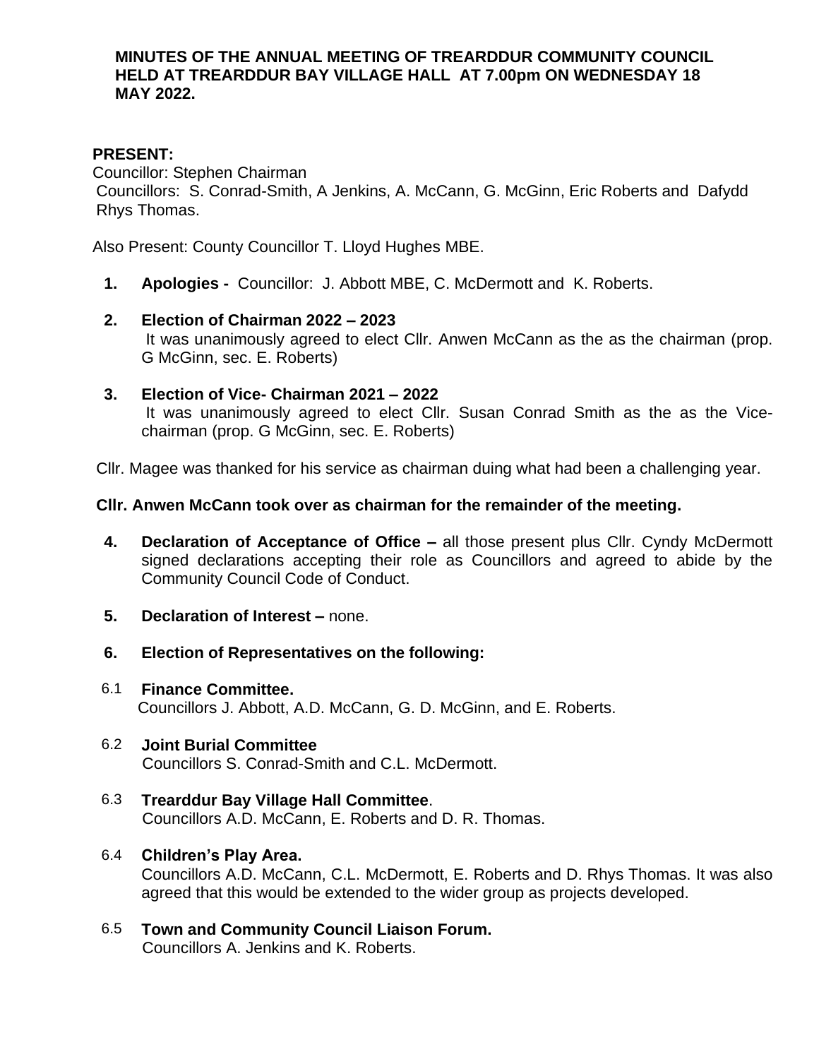**MINUTES OF THE ANNUAL MEETING OF TREARDDUR COMMUNITY COUNCIL HELD AT TREARDDUR BAY VILLAGE HALL AT 7.00pm ON WEDNESDAY 18 MAY 2022.**

**PRESENT:**
Councillor: Stephen Chairman
Councillors: S. Conrad-Smith, A Jenkins, A. McCann, G. McGinn, Eric Roberts and Dafydd Rhys Thomas.

Also Present: County Councillor T. Lloyd Hughes MBE.

1. **Apologies -** Councillor: J. Abbott MBE, C. McDermott and K. Roberts.

2. **Election of Chairman 2022 – 2023**
   It was unanimously agreed to elect Cllr. Anwen McCann as the as the chairman (prop. G McGinn, sec. E. Roberts)

3. **Election of Vice- Chairman 2021 – 2022**
   It was unanimously agreed to elect Cllr. Susan Conrad Smith as the as the Vice-chairman (prop. G McGinn, sec. E. Roberts)

Cllr. Magee was thanked for his service as chairman duing what had been a challenging year.

**Cllr. Anwen McCann took over as chairman for the remainder of the meeting.**

4. **Declaration of Acceptance of Office –** all those present plus Cllr. Cyndy McDermott signed declarations accepting their role as Councillors and agreed to abide by the Community Council Code of Conduct.

5. **Declaration of Interest –** none.

6. **Election of Representatives on the following:**

6.1 **Finance Committee.**
Councillors J. Abbott, A.D. McCann, G. D. McGinn, and E. Roberts.

6.2 **Joint Burial Committee**
Councillors S. Conrad-Smith and C.L. McDermott.

6.3 **Trearddur Bay Village Hall Committee**.
Councillors A.D. McCann, E. Roberts and D. R. Thomas.

6.4 **Children's Play Area.**
Councillors A.D. McCann, C.L. McDermott, E. Roberts and D. Rhys Thomas. It was also agreed that this would be extended to the wider group as projects developed.

6.5 **Town and Community Council Liaison Forum.**
Councillors A. Jenkins and K. Roberts.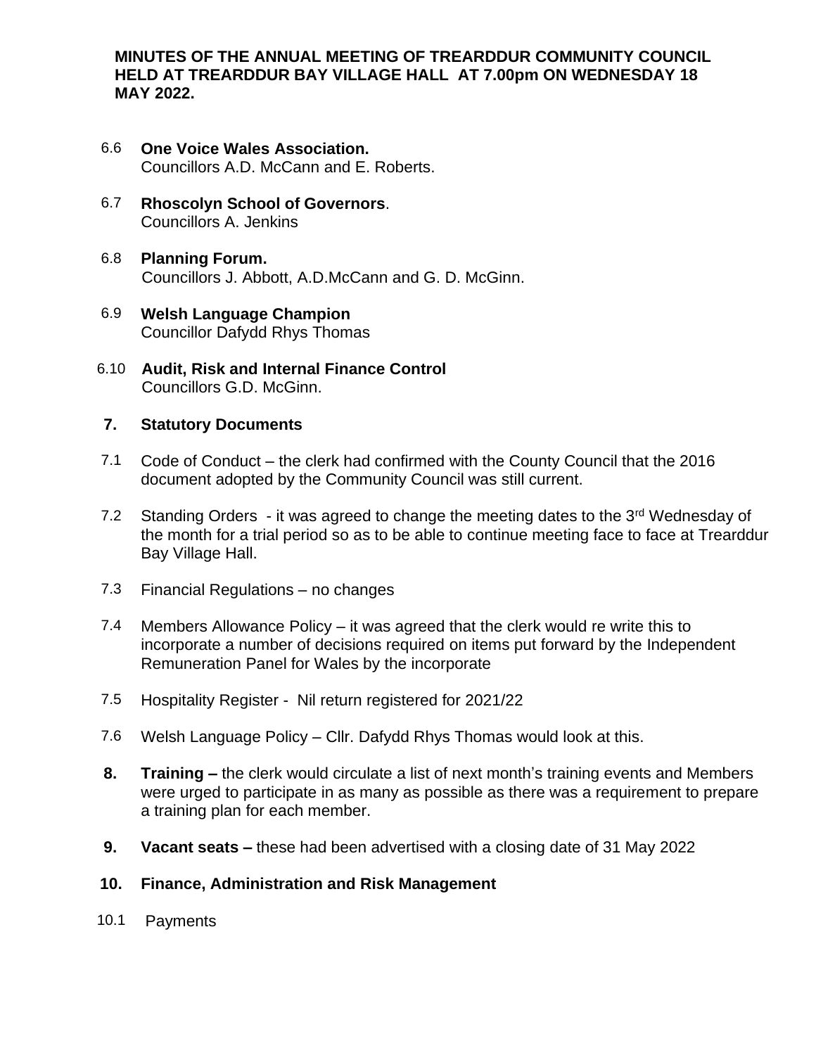**MINUTES OF THE ANNUAL MEETING OF TREARDDUR COMMUNITY COUNCIL HELD AT TREARDDUR BAY VILLAGE HALL AT 7.00pm ON WEDNESDAY 18 MAY 2022.**

6.6 **One Voice Wales Association.**
Councillors A.D. McCann and E. Roberts.

6.7 **Rhoscolyn School of Governors**.
Councillors A. Jenkins

6.8 **Planning Forum.**
Councillors J. Abbott, A.D.McCann and G. D. McGinn.

6.9 **Welsh Language Champion**
Councillor Dafydd Rhys Thomas

6.10 **Audit, Risk and Internal Finance Control**
Councillors G.D. McGinn.

**7. Statutory Documents**

7.1 Code of Conduct – the clerk had confirmed with the County Council that the 2016 document adopted by the Community Council was still current.

7.2 Standing Orders - it was agreed to change the meeting dates to the 3rd Wednesday of the month for a trial period so as to be able to continue meeting face to face at Trearddur Bay Village Hall.

7.3 Financial Regulations – no changes

7.4 Members Allowance Policy – it was agreed that the clerk would re write this to incorporate a number of decisions required on items put forward by the Independent Remuneration Panel for Wales by the incorporate

7.5 Hospitality Register - Nil return registered for 2021/22

7.6 Welsh Language Policy – Cllr. Dafydd Rhys Thomas would look at this.

**8. Training –** the clerk would circulate a list of next month's training events and Members were urged to participate in as many as possible as there was a requirement to prepare a training plan for each member.

**9. Vacant seats –** these had been advertised with a closing date of 31 May 2022

**10. Finance, Administration and Risk Management**

10.1 Payments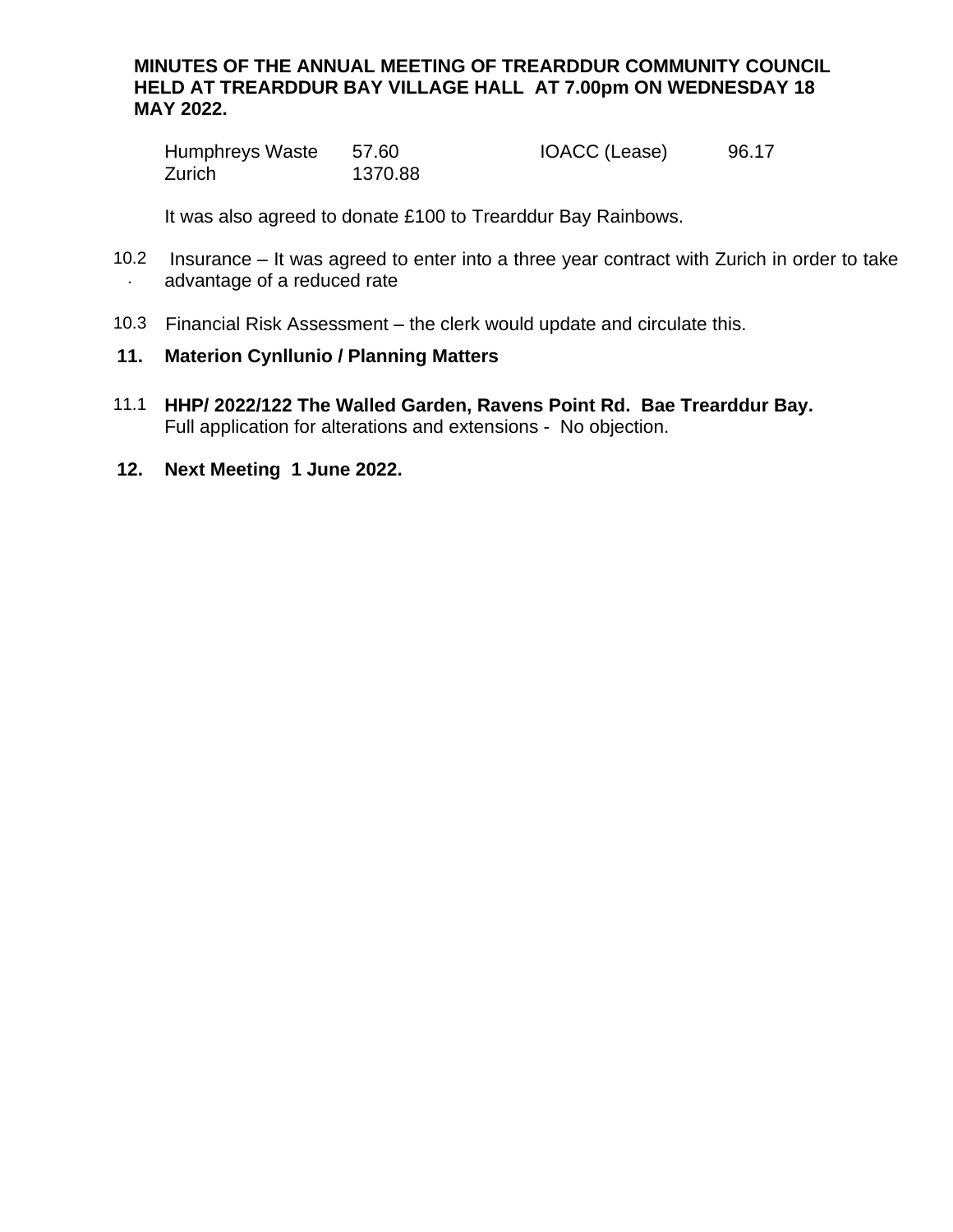**MINUTES OF THE ANNUAL MEETING OF TREARDDUR COMMUNITY COUNCIL HELD AT TREARDDUR BAY VILLAGE HALL AT 7.00pm ON WEDNESDAY 18 MAY 2022.**

| | | | |
|---|---|---|---|
| Humphreys Waste | 57.60 | IOACC (Lease) | 96.17 |
| Zurich | 1370.88 | | |

It was also agreed to donate £100 to Trearddur Bay Rainbows.

10.2. Insurance – It was agreed to enter into a three year contract with Zurich in order to take advantage of a reduced rate

10.3 Financial Risk Assessment – the clerk would update and circulate this.

**11. Materion Cynllunio / Planning Matters**

11.1 **HHP/ 2022/122 The Walled Garden, Ravens Point Rd. Bae Trearddur Bay.**
Full application for alterations and extensions - No objection.

**12. Next Meeting 1 June 2022.**